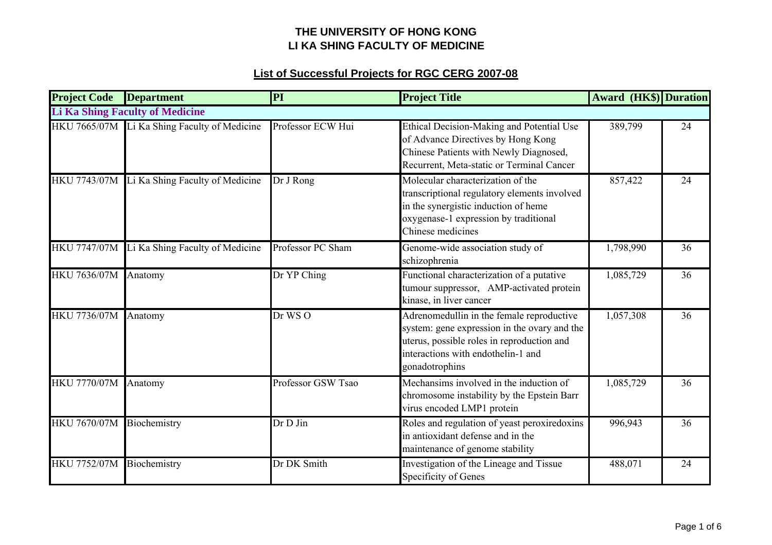# THE UNIVERSITY OF HONG KONG
# LI KA SHING FACULTY OF MEDICINE

## List of Successful Projects for RGC CERG 2007-08

| Project Code | Department | PI | Project Title | Award (HK$) | Duration |
|---|---|---|---|---|---|
| **Li Ka Shing Faculty of Medicine** | | | | | |
| HKU 7665/07M | Li Ka Shing Faculty of Medicine | Professor ECW Hui | Ethical Decision-Making and Potential Use of Advance Directives by Hong Kong Chinese Patients with Newly Diagnosed, Recurrent, Meta-static or Terminal Cancer | 389,799 | 24 |
| HKU 7743/07M | Li Ka Shing Faculty of Medicine | Dr J Rong | Molecular characterization of the transcriptional regulatory elements involved in the synergistic induction of heme oxygenase-1 expression by traditional Chinese medicines | 857,422 | 24 |
| HKU 7747/07M | Li Ka Shing Faculty of Medicine | Professor PC Sham | Genome-wide association study of schizophrenia | 1,798,990 | 36 |
| HKU 7636/07M | Anatomy | Dr YP Ching | Functional characterization of a putative tumour suppressor, AMP-activated protein kinase, in liver cancer | 1,085,729 | 36 |
| HKU 7736/07M | Anatomy | Dr WS O | Adrenomedullin in the female reproductive system: gene expression in the ovary and the uterus, possible roles in reproduction and interactions with endothelin-1 and gonadotrophins | 1,057,308 | 36 |
| HKU 7770/07M | Anatomy | Professor GSW Tsao | Mechansims involved in the induction of chromosome instability by the Epstein Barr virus encoded LMP1 protein | 1,085,729 | 36 |
| HKU 7670/07M | Biochemistry | Dr D Jin | Roles and regulation of yeast peroxiredoxins in antioxidant defense and in the maintenance of genome stability | 996,943 | 36 |
| HKU 7752/07M | Biochemistry | Dr DK Smith | Investigation of the Lineage and Tissue Specificity of Genes | 488,071 | 24 |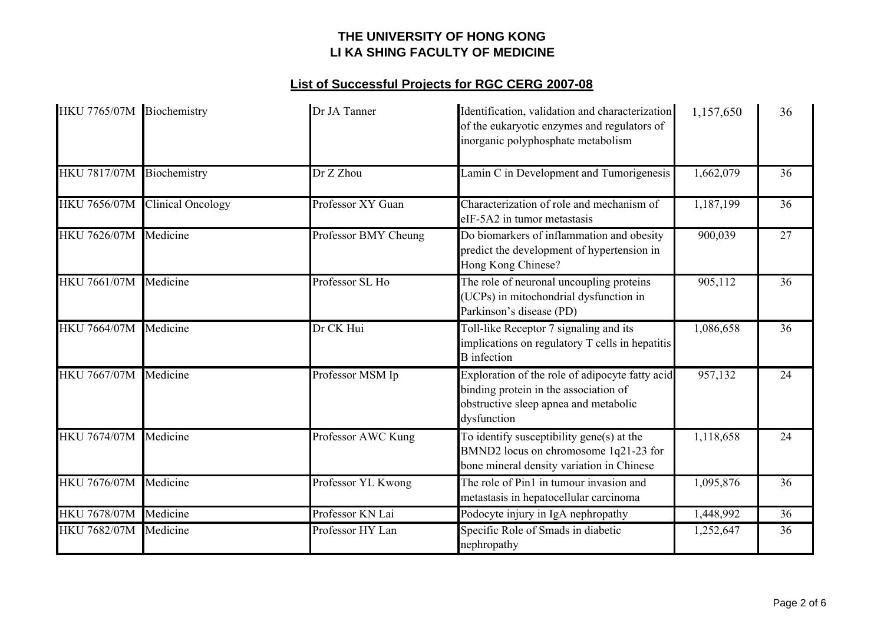# THE UNIVERSITY OF HONG KONG
# LI KA SHING FACULTY OF MEDICINE

## List of Successful Projects for RGC CERG 2007-08

| | | | | | |
|---|---|---|---|---|---|
| HKU 7765/07M | Biochemistry | Dr JA Tanner | Identification, validation and characterization of the eukaryotic enzymes and regulators of inorganic polyphosphate metabolism | 1,157,650 | 36 |
| HKU 7817/07M | Biochemistry | Dr Z Zhou | Lamin C in Development and Tumorigenesis | 1,662,079 | 36 |
| HKU 7656/07M | Clinical Oncology | Professor XY Guan | Characterization of role and mechanism of eIF-5A2 in tumor metastasis | 1,187,199 | 36 |
| HKU 7626/07M | Medicine | Professor BMY Cheung | Do biomarkers of inflammation and obesity predict the development of hypertension in Hong Kong Chinese? | 900,039 | 27 |
| HKU 7661/07M | Medicine | Professor SL Ho | The role of neuronal uncoupling proteins (UCPs) in mitochondrial dysfunction in Parkinson's disease (PD) | 905,112 | 36 |
| HKU 7664/07M | Medicine | Dr CK Hui | Toll-like Receptor 7 signaling and its implications on regulatory T cells in hepatitis B infection | 1,086,658 | 36 |
| HKU 7667/07M | Medicine | Professor MSM Ip | Exploration of the role of adipocyte fatty acid binding protein in the association of obstructive sleep apnea and metabolic dysfunction | 957,132 | 24 |
| HKU 7674/07M | Medicine | Professor AWC Kung | To identify susceptibility gene(s) at the BMND2 locus on chromosome 1q21-23 for bone mineral density variation in Chinese | 1,118,658 | 24 |
| HKU 7676/07M | Medicine | Professor YL Kwong | The role of Pin1 in tumour invasion and metastasis in hepatocellular carcinoma | 1,095,876 | 36 |
| HKU 7678/07M | Medicine | Professor KN Lai | Podocyte injury in IgA nephropathy | 1,448,992 | 36 |
| HKU 7682/07M | Medicine | Professor HY Lan | Specific Role of Smads in diabetic nephropathy | 1,252,647 | 36 |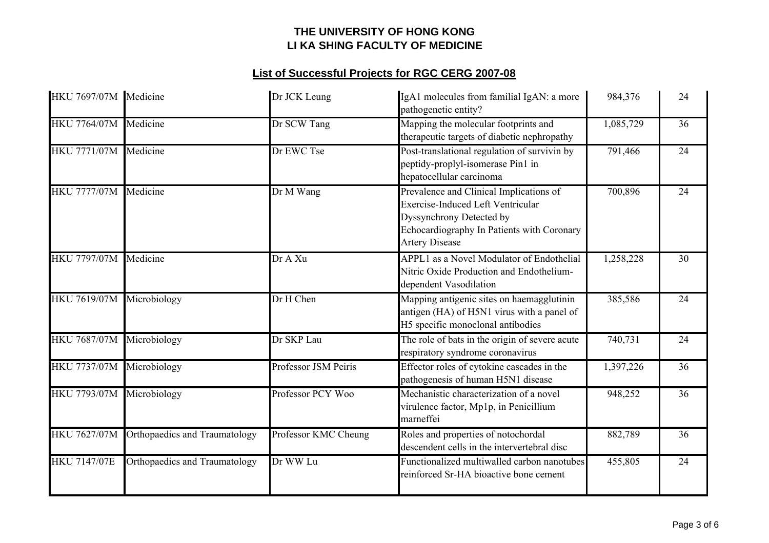**THE UNIVERSITY OF HONG KONG**
**LI KA SHING FACULTY OF MEDICINE**

## List of Successful Projects for RGC CERG 2007-08

| | | | | | |
|---|---|---|---|---|---|
| HKU 7697/07M | Medicine | Dr JCK Leung | IgA1 molecules from familial IgAN: a more pathogenetic entity? | 984,376 | 24 |
| HKU 7764/07M | Medicine | Dr SCW Tang | Mapping the molecular footprints and therapeutic targets of diabetic nephropathy | 1,085,729 | 36 |
| HKU 7771/07M | Medicine | Dr EWC Tse | Post-translational regulation of survivin by peptidy-proplyl-isomerase Pin1 in hepatocellular carcinoma | 791,466 | 24 |
| HKU 7777/07M | Medicine | Dr M Wang | Prevalence and Clinical Implications of Exercise-Induced Left Ventricular Dyssynchrony Detected by Echocardiography In Patients with Coronary Artery Disease | 700,896 | 24 |
| HKU 7797/07M | Medicine | Dr A Xu | APPL1 as a Novel Modulator of Endothelial Nitric Oxide Production and Endothelium-dependent Vasodilation | 1,258,228 | 30 |
| HKU 7619/07M | Microbiology | Dr H Chen | Mapping antigenic sites on haemagglutinin antigen (HA) of H5N1 virus with a panel of H5 specific monoclonal antibodies | 385,586 | 24 |
| HKU 7687/07M | Microbiology | Dr SKP Lau | The role of bats in the origin of severe acute respiratory syndrome coronavirus | 740,731 | 24 |
| HKU 7737/07M | Microbiology | Professor JSM Peiris | Effector roles of cytokine cascades in the pathogenesis of human H5N1 disease | 1,397,226 | 36 |
| HKU 7793/07M | Microbiology | Professor PCY Woo | Mechanistic characterization of a novel virulence factor, Mp1p, in Penicillium marneffei | 948,252 | 36 |
| HKU 7627/07M | Orthopaedics and Traumatology | Professor KMC Cheung | Roles and properties of notochordal descendent cells in the intervertebral disc | 882,789 | 36 |
| HKU 7147/07E | Orthopaedics and Traumatology | Dr WW Lu | Functionalized multiwalled carbon nanotubes reinforced Sr-HA bioactive bone cement | 455,805 | 24 |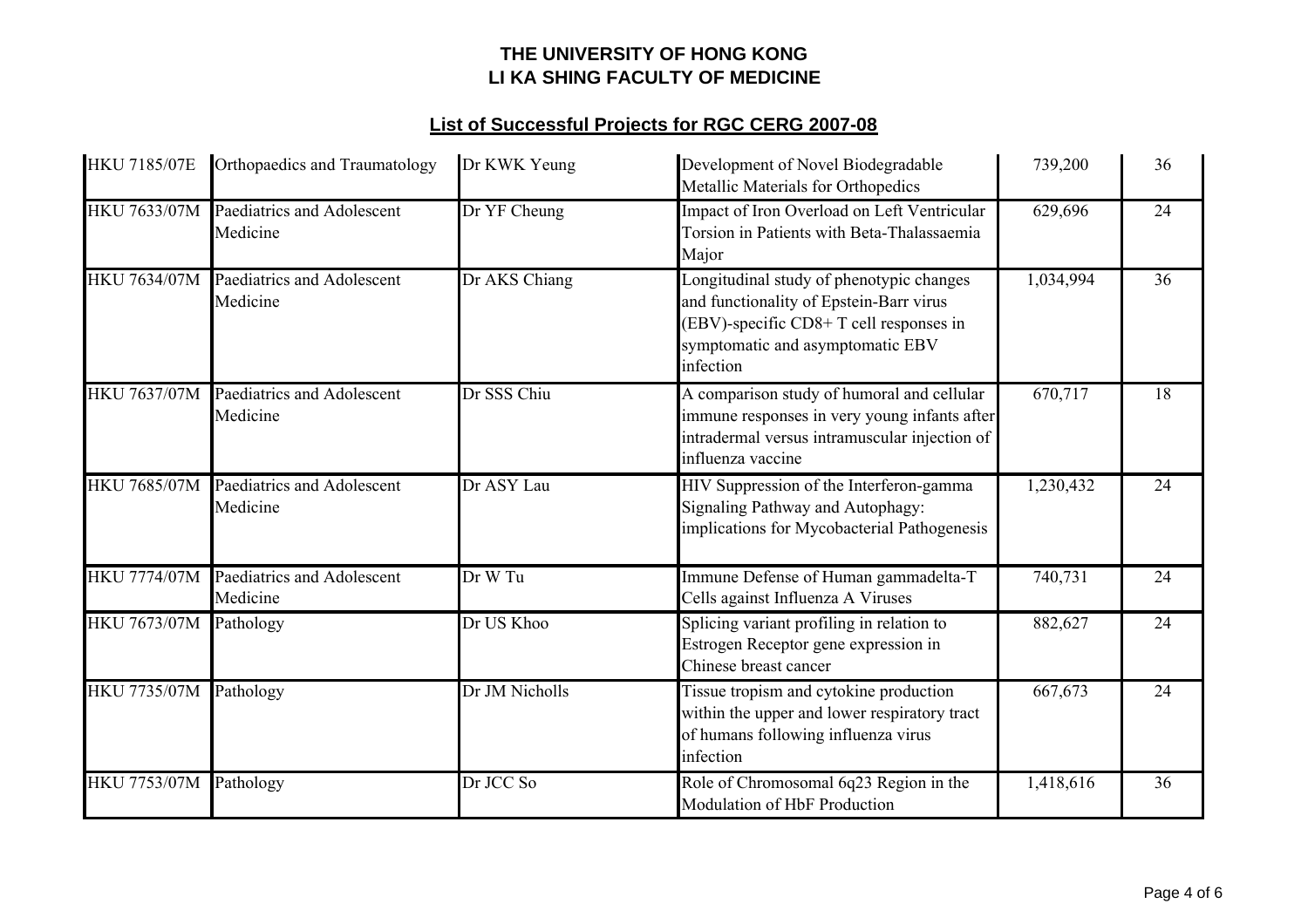# THE UNIVERSITY OF HONG KONG
# LI KA SHING FACULTY OF MEDICINE

## List of Successful Projects for RGC CERG 2007-08

| | | | | | |
|---|---|---|---|---|---|
| HKU 7185/07E | Orthopaedics and Traumatology | Dr KWK Yeung | Development of Novel Biodegradable Metallic Materials for Orthopedics | 739,200 | 36 |
| HKU 7633/07M | Paediatrics and Adolescent Medicine | Dr YF Cheung | Impact of Iron Overload on Left Ventricular Torsion in Patients with Beta-Thalassaemia Major | 629,696 | 24 |
| HKU 7634/07M | Paediatrics and Adolescent Medicine | Dr AKS Chiang | Longitudinal study of phenotypic changes and functionality of Epstein-Barr virus (EBV)-specific CD8+ T cell responses in symptomatic and asymptomatic EBV infection | 1,034,994 | 36 |
| HKU 7637/07M | Paediatrics and Adolescent Medicine | Dr SSS Chiu | A comparison study of humoral and cellular immune responses in very young infants after intradermal versus intramuscular injection of influenza vaccine | 670,717 | 18 |
| HKU 7685/07M | Paediatrics and Adolescent Medicine | Dr ASY Lau | HIV Suppression of the Interferon-gamma Signaling Pathway and Autophagy: implications for Mycobacterial Pathogenesis | 1,230,432 | 24 |
| HKU 7774/07M | Paediatrics and Adolescent Medicine | Dr W Tu | Immune Defense of Human gammadelta-T Cells against Influenza A Viruses | 740,731 | 24 |
| HKU 7673/07M | Pathology | Dr US Khoo | Splicing variant profiling in relation to Estrogen Receptor gene expression in Chinese breast cancer | 882,627 | 24 |
| HKU 7735/07M | Pathology | Dr JM Nicholls | Tissue tropism and cytokine production within the upper and lower respiratory tract of humans following influenza virus infection | 667,673 | 24 |
| HKU 7753/07M | Pathology | Dr JCC So | Role of Chromosomal 6q23 Region in the Modulation of HbF Production | 1,418,616 | 36 |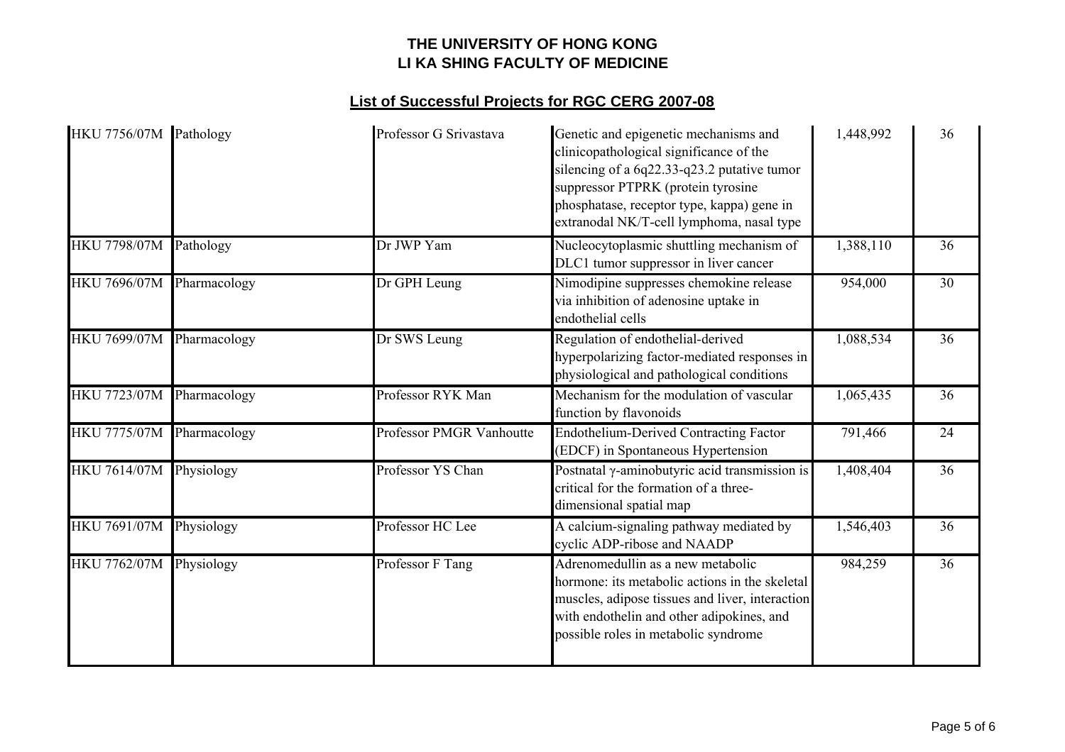# THE UNIVERSITY OF HONG KONG
# LI KA SHING FACULTY OF MEDICINE

## List of Successful Projects for RGC CERG 2007-08

| | | | | | |
|---|---|---|---|---|---|
| HKU 7756/07M | Pathology | Professor G Srivastava | Genetic and epigenetic mechanisms and clinicopathological significance of the silencing of a 6q22.33-q23.2 putative tumor suppressor PTPRK (protein tyrosine phosphatase, receptor type, kappa) gene in extranodal NK/T-cell lymphoma, nasal type | 1,448,992 | 36 |
| HKU 7798/07M | Pathology | Dr JWP Yam | Nucleocytoplasmic shuttling mechanism of DLC1 tumor suppressor in liver cancer | 1,388,110 | 36 |
| HKU 7696/07M | Pharmacology | Dr GPH Leung | Nimodipine suppresses chemokine release via inhibition of adenosine uptake in endothelial cells | 954,000 | 30 |
| HKU 7699/07M | Pharmacology | Dr SWS Leung | Regulation of endothelial-derived hyperpolarizing factor-mediated responses in physiological and pathological conditions | 1,088,534 | 36 |
| HKU 7723/07M | Pharmacology | Professor RYK Man | Mechanism for the modulation of vascular function by flavonoids | 1,065,435 | 36 |
| HKU 7775/07M | Pharmacology | Professor PMGR Vanhoutte | Endothelium-Derived Contracting Factor (EDCF) in Spontaneous Hypertension | 791,466 | 24 |
| HKU 7614/07M | Physiology | Professor YS Chan | Postnatal $\gamma$-aminobutyric acid transmission is critical for the formation of a three-dimensional spatial map | 1,408,404 | 36 |
| HKU 7691/07M | Physiology | Professor HC Lee | A calcium-signaling pathway mediated by cyclic ADP-ribose and NAADP | 1,546,403 | 36 |
| HKU 7762/07M | Physiology | Professor F Tang | Adrenomedullin as a new metabolic hormone: its metabolic actions in the skeletal muscles, adipose tissues and liver, interaction with endothelin and other adipokines, and possible roles in metabolic syndrome | 984,259 | 36 |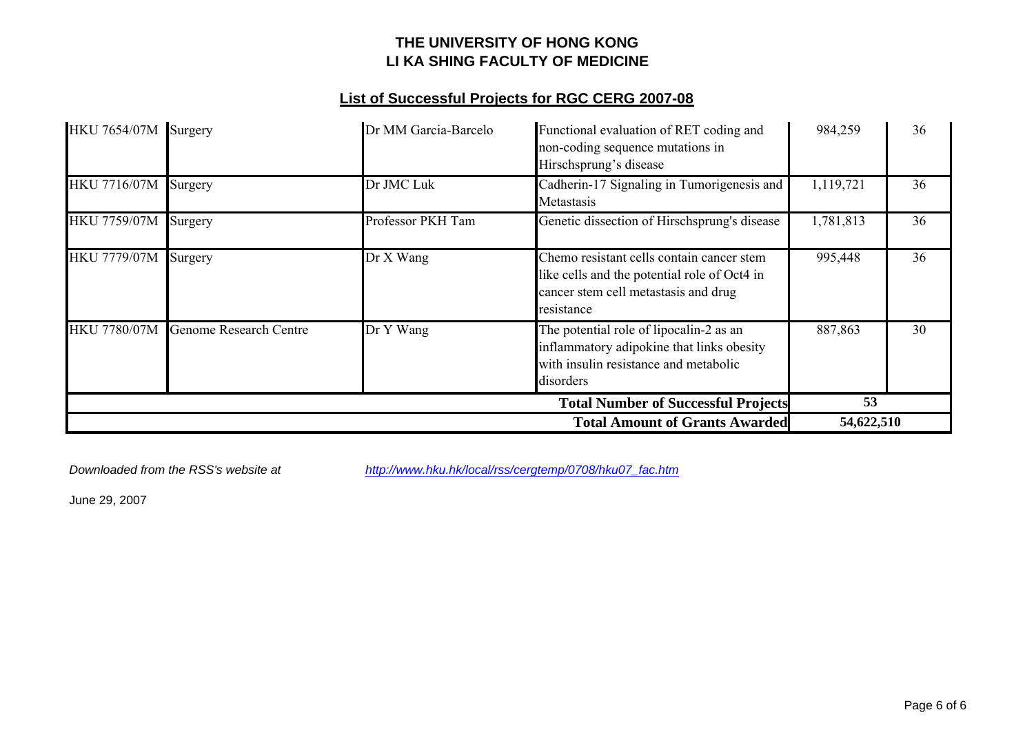**THE UNIVERSITY OF HONG KONG**
**LI KA SHING FACULTY OF MEDICINE**

## List of Successful Projects for RGC CERG 2007-08

| | | | | | |
|---|---|---|---|---|---|
| HKU 7654/07M | Surgery | Dr MM Garcia-Barcelo | Functional evaluation of RET coding and non-coding sequence mutations in Hirschsprung's disease | 984,259 | 36 |
| HKU 7716/07M | Surgery | Dr JMC Luk | Cadherin-17 Signaling in Tumorigenesis and Metastasis | 1,119,721 | 36 |
| HKU 7759/07M | Surgery | Professor PKH Tam | Genetic dissection of Hirschsprung's disease | 1,781,813 | 36 |
| HKU 7779/07M | Surgery | Dr X Wang | Chemo resistant cells contain cancer stem like cells and the potential role of Oct4 in cancer stem cell metastasis and drug resistance | 995,448 | 36 |
| HKU 7780/07M | Genome Research Centre | Dr Y Wang | The potential role of lipocalin-2 as an inflammatory adipokine that links obesity with insulin resistance and metabolic disorders | 887,863 | 30 |
| | | | **Total Number of Successful Projects** | **53** | |
| | | | **Total Amount of Grants Awarded** | **54,622,510** | |

*Downloaded from the RSS's website at* *http://www.hku.hk/local/rss/cergtemp/0708/hku07_fac.htm*

June 29, 2007